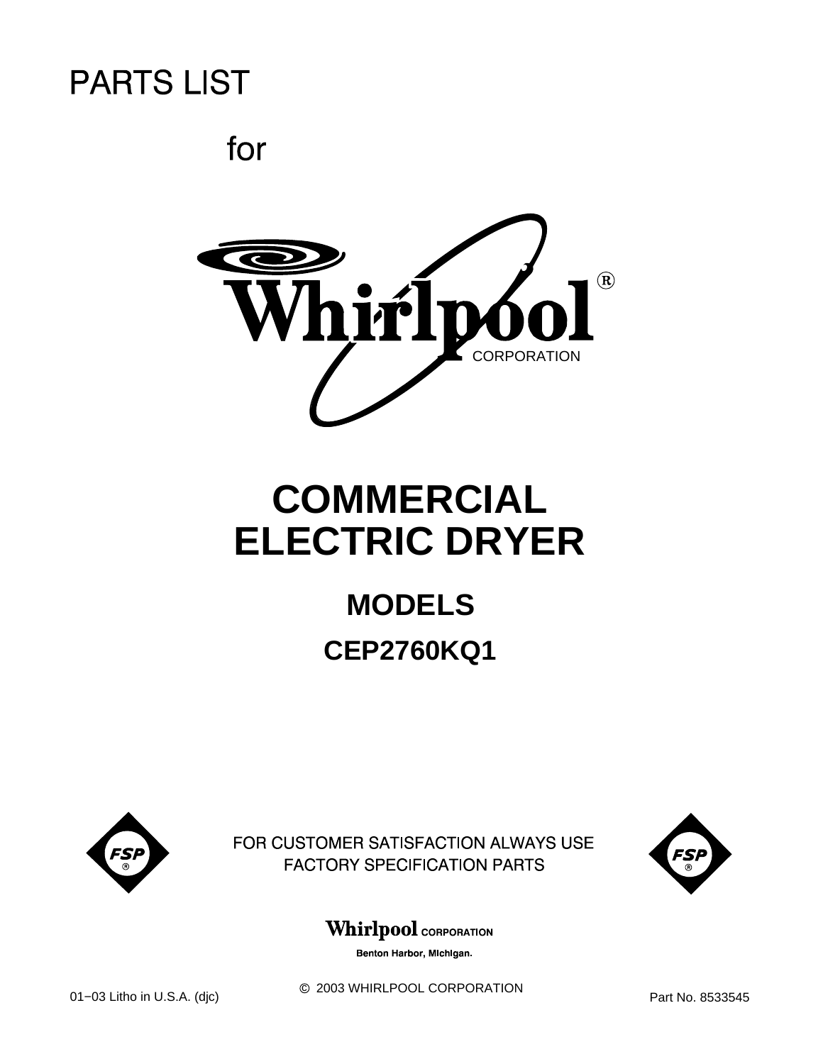# PARTS LIST

for

Whirlpool® CORPORATION

# COMMERCIAL ELECTRIC DRYER

## MODELS

## CEP2760KQ1

FSP®

FOR CUSTOMER SATISFACTION ALWAYS USE FACTORY SPECIFICATION PARTS

FSP®

**Whirlpool CORPORATION**

**Benton Harbor, Michigan.**

© 2003 WHIRLPOOL CORPORATION

01−03 Litho in U.S.A. (djc)

Part No. 8533545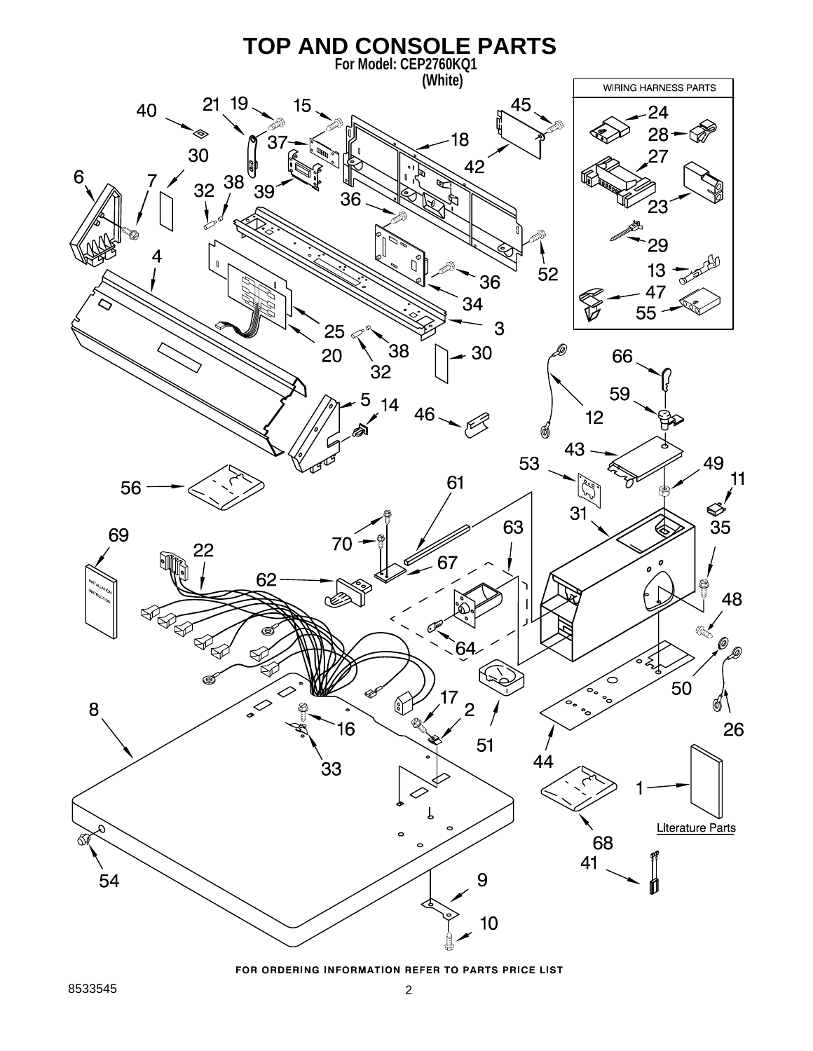# TOP AND CONSOLE PARTS

**For Model: CEP2760KQ1**

**(White)**

WIRING HARNESS PARTS

Literature Parts

FOR ORDERING INFORMATION REFER TO PARTS PRICE LIST

8533545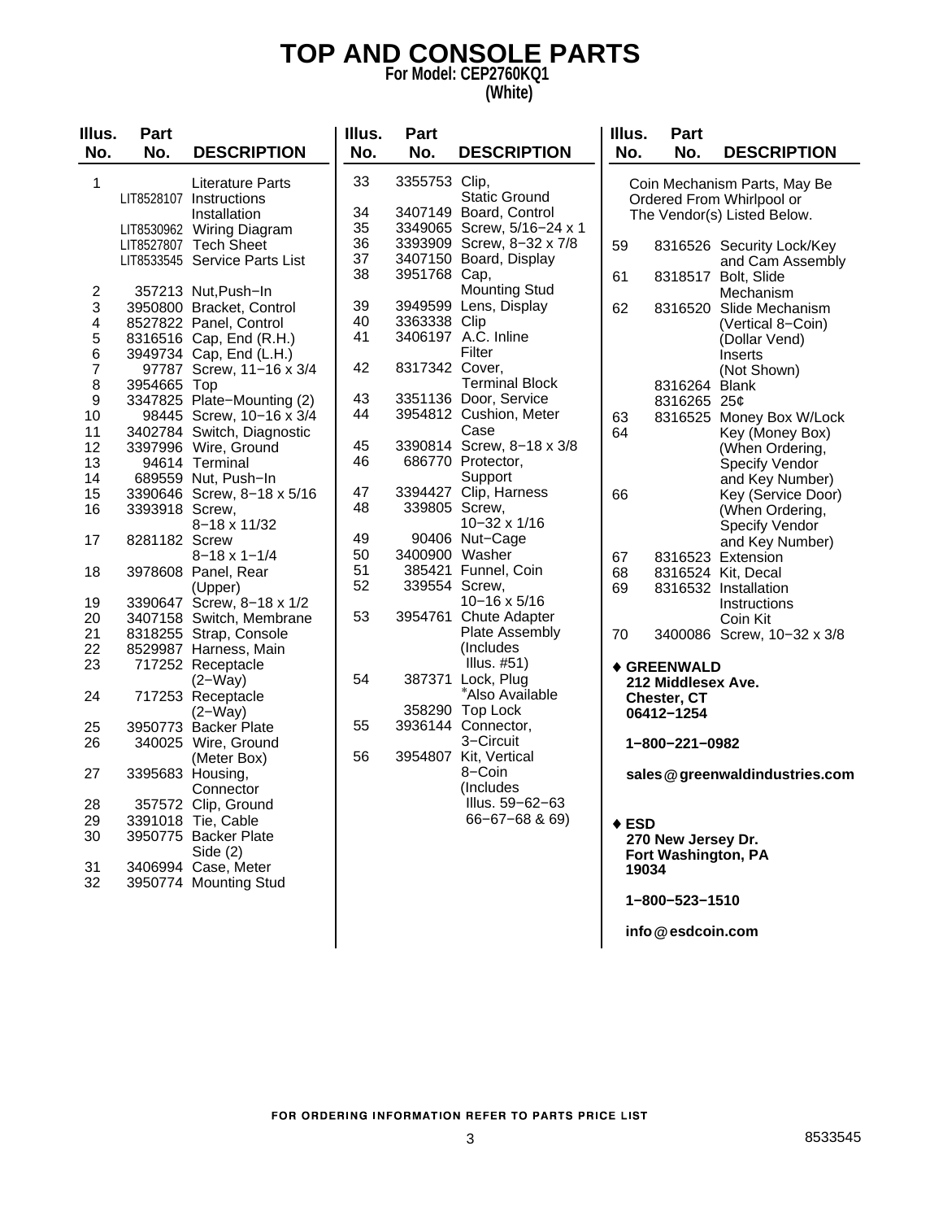# TOP AND CONSOLE PARTS

**For Model: CEP2760KQ1**
**(White)**

| Illus. No. | Part No. | DESCRIPTION |
|---|---|---|
| 1 | | Literature Parts |
| | LIT8528107 | Instructions Installation |
| | LIT8530962 | Wiring Diagram |
| | LIT8527807 | Tech Sheet |
| | LIT8533545 | Service Parts List |
| 2 | 357213 | Nut,Push−In |
| 3 | 3950800 | Bracket, Control |
| 4 | 8527822 | Panel, Control |
| 5 | 8316516 | Cap, End (R.H.) |
| 6 | 3949734 | Cap, End (L.H.) |
| 7 | 97787 | Screw, 11−16 x 3/4 |
| 8 | 3954665 | Top |
| 9 | 3347825 | Plate−Mounting (2) |
| 10 | 98445 | Screw, 10−16 x 3/4 |
| 11 | 3402784 | Switch, Diagnostic |
| 12 | 3397996 | Wire, Ground |
| 13 | 94614 | Terminal |
| 14 | 689559 | Nut, Push−In |
| 15 | 3390646 | Screw, 8−18 x 5/16 |
| 16 | 3393918 | Screw, 8−18 x 11/32 |
| 17 | 8281182 | Screw 8−18 x 1−1/4 |
| 18 | 3978608 | Panel, Rear (Upper) |
| 19 | 3390647 | Screw, 8−18 x 1/2 |
| 20 | 3407158 | Switch, Membrane |
| 21 | 8318255 | Strap, Console |
| 22 | 8529987 | Harness, Main |
| 23 | 717252 | Receptacle (2−Way) |
| 24 | 717253 | Receptacle (2−Way) |
| 25 | 3950773 | Backer Plate |
| 26 | 340025 | Wire, Ground (Meter Box) |
| 27 | 3395683 | Housing, Connector |
| 28 | 357572 | Clip, Ground |
| 29 | 3391018 | Tie, Cable |
| 30 | 3950775 | Backer Plate Side (2) |
| 31 | 3406994 | Case, Meter |
| 32 | 3950774 | Mounting Stud |
| 33 | 3355753 | Clip, Static Ground |
| 34 | 3407149 | Board, Control |
| 35 | 3349065 | Screw, 5/16−24 x 1 |
| 36 | 3393909 | Screw, 8−32 x 7/8 |
| 37 | 3407150 | Board, Display |
| 38 | 3951768 | Cap, Mounting Stud |
| 39 | 3949599 | Lens, Display |
| 40 | 3363338 | Clip |
| 41 | 3406197 | A.C. Inline Filter |
| 42 | 8317342 | Cover, Terminal Block |
| 43 | 3351136 | Door, Service |
| 44 | 3954812 | Cushion, Meter Case |
| 45 | 3390814 | Screw, 8−18 x 3/8 |
| 46 | 686770 | Protector, Support |
| 47 | 3394427 | Clip, Harness |
| 48 | 339805 | Screw, 10−32 x 1/16 |
| 49 | 90406 | Nut−Cage |
| 50 | 3400900 | Washer |
| 51 | 385421 | Funnel, Coin |
| 52 | 339554 | Screw, 10−16 x 5/16 |
| 53 | 3954761 | Chute Adapter Plate Assembly (Includes Illus. #51) |
| 54 | 387371 | Lock, Plug *Also Available |
| | 358290 | Top Lock |
| 55 | 3936144 | Connector, 3−Circuit |
| 56 | 3954807 | Kit, Vertical 8−Coin (Includes Illus. 59−62−63 66−67−68 & 69) |

Coin Mechanism Parts, May Be Ordered From Whirlpool or The Vendor(s) Listed Below.

| Illus. No. | Part No. | DESCRIPTION |
|---|---|---|
| 59 | 8316526 | Security Lock/Key and Cam Assembly |
| 61 | 8318517 | Bolt, Slide Mechanism |
| 62 | 8316520 | Slide Mechanism (Vertical 8−Coin) (Dollar Vend) Inserts (Not Shown) |
| | 8316264 | Blank |
| | 8316265 | 25¢ |
| 63 | 8316525 | Money Box W/Lock |
| 64 | | Key (Money Box) (When Ordering, Specify Vendor and Key Number) |
| 66 | | Key (Service Door) (When Ordering, Specify Vendor and Key Number) |
| 67 | 8316523 | Extension |
| 68 | 8316524 | Kit, Decal |
| 69 | 8316532 | Installation Instructions Coin Kit |
| 70 | 3400086 | Screw, 10−32 x 3/8 |

♦ **GREENWALD**
**212 Middlesex Ave.**
**Chester, CT**
**06412−1254**

**1−800−221−0982**

**sales@greenwaldindustries.com**

♦ **ESD**
**270 New Jersey Dr.**
**Fort Washington, PA**
**19034**

**1−800−523−1510**

**info@esdcoin.com**

FOR ORDERING INFORMATION REFER TO PARTS PRICE LIST

8533545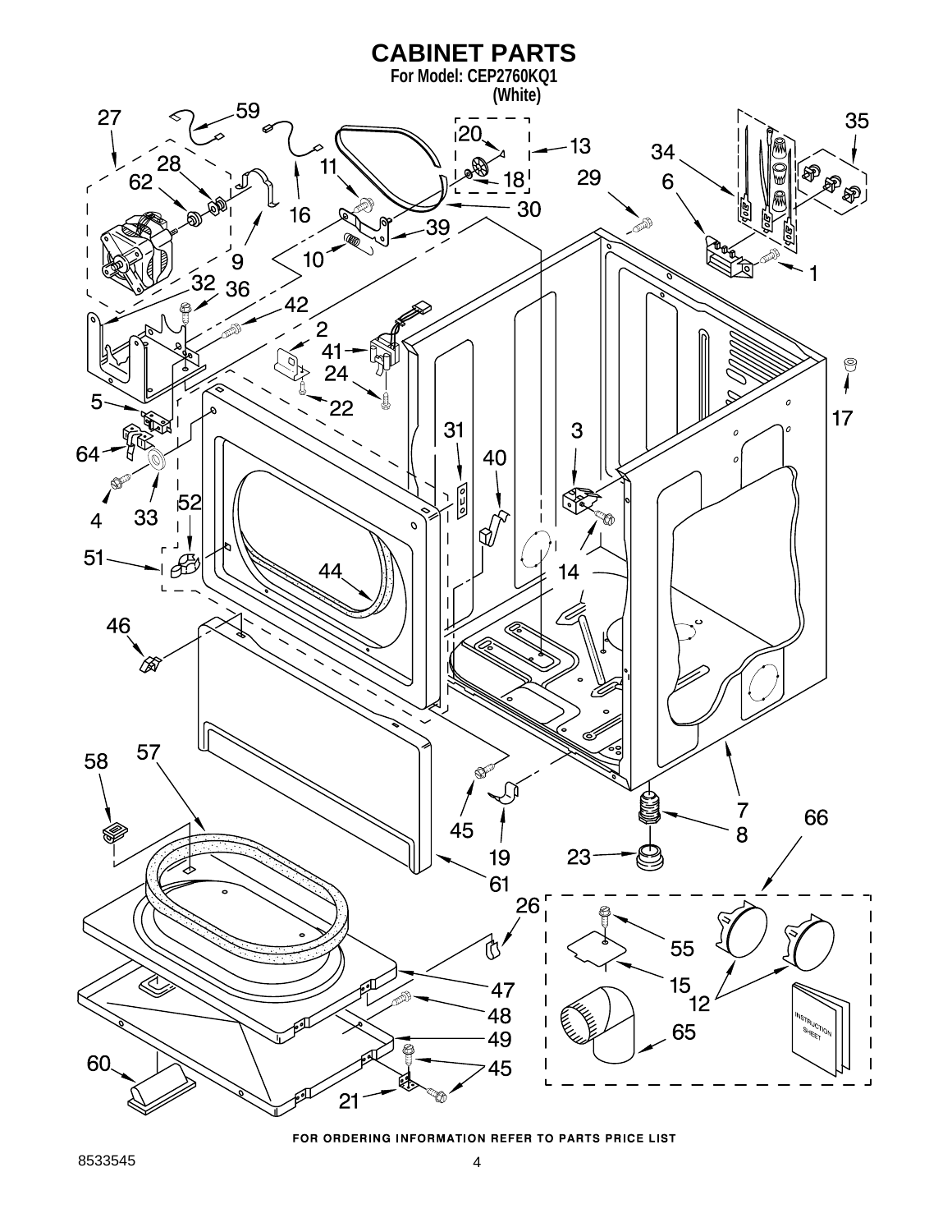# CABINET PARTS

**For Model: CEP2760KQ1**
**(White)**

FOR ORDERING INFORMATION REFER TO PARTS PRICE LIST

8533545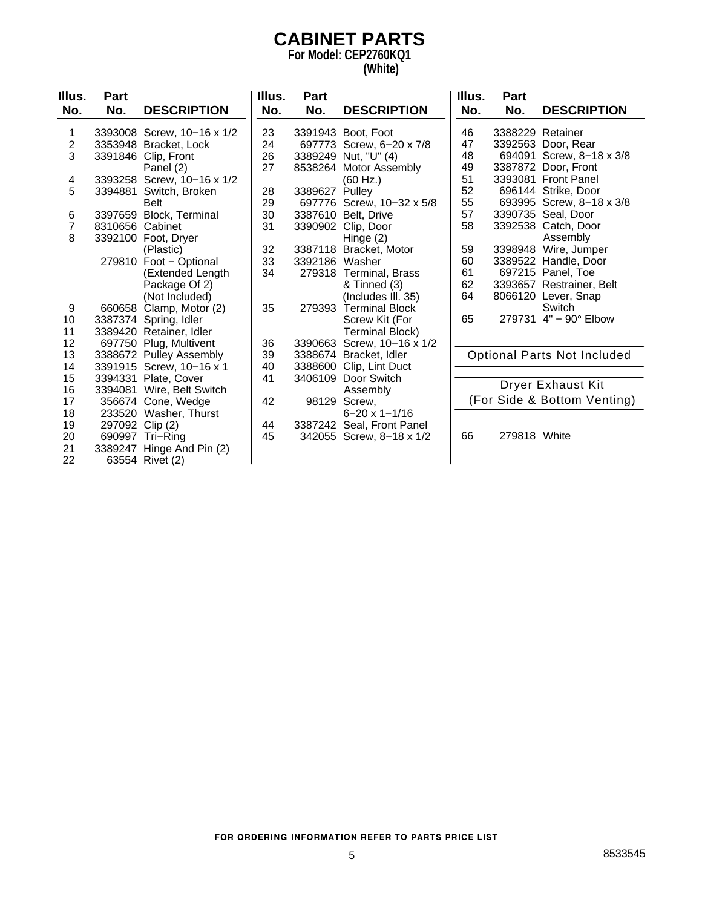# CABINET PARTS

**For Model: CEP2760KQ1**
**(White)**

| Illus. No. | Part No. | DESCRIPTION |
|---|---|---|
| 1 | 3393008 | Screw, 10−16 x 1/2 |
| 2 | 3353948 | Bracket, Lock |
| 3 | 3391846 | Clip, Front Panel (2) |
| 4 | 3393258 | Screw, 10−16 x 1/2 |
| 5 | 3394881 | Switch, Broken Belt |
| 6 | 3397659 | Block, Terminal |
| 7 | 8310656 | Cabinet |
| 8 | 3392100 | Foot, Dryer (Plastic) |
| | 279810 | Foot − Optional (Extended Length Package Of 2) (Not Included) |
| 9 | 660658 | Clamp, Motor (2) |
| 10 | 3387374 | Spring, Idler |
| 11 | 3389420 | Retainer, Idler |
| 12 | 697750 | Plug, Multivent |
| 13 | 3388672 | Pulley Assembly |
| 14 | 3391915 | Screw, 10−16 x 1 |
| 15 | 3394331 | Plate, Cover |
| 16 | 3394081 | Wire, Belt Switch |
| 17 | 356674 | Cone, Wedge |
| 18 | 233520 | Washer, Thurst |
| 19 | 297092 | Clip (2) |
| 20 | 690997 | Tri−Ring |
| 21 | 3389247 | Hinge And Pin (2) |
| 22 | 63554 | Rivet (2) |
| 23 | 3391943 | Boot, Foot |
| 24 | 697773 | Screw, 6−20 x 7/8 |
| 26 | 3389249 | Nut, "U" (4) |
| 27 | 8538264 | Motor Assembly (60 Hz.) |
| 28 | 3389627 | Pulley |
| 29 | 697776 | Screw, 10−32 x 5/8 |
| 30 | 3387610 | Belt, Drive |
| 31 | 3390902 | Clip, Door Hinge (2) |
| 32 | 3387118 | Bracket, Motor |
| 33 | 3392186 | Washer |
| 34 | 279318 | Terminal, Brass & Tinned (3) (Includes Ill. 35) |
| 35 | 279393 | Terminal Block Screw Kit (For Terminal Block) |
| 36 | 3390663 | Screw, 10−16 x 1/2 |
| 39 | 3388674 | Bracket, Idler |
| 40 | 3388600 | Clip, Lint Duct |
| 41 | 3406109 | Door Switch Assembly |
| 42 | 98129 | Screw, 6−20 x 1−1/16 |
| 44 | 3387242 | Seal, Front Panel |
| 45 | 342055 | Screw, 8−18 x 1/2 |
| 46 | 3388229 | Retainer |
| 47 | 3392563 | Door, Rear |
| 48 | 694091 | Screw, 8−18 x 3/8 |
| 49 | 3387872 | Door, Front |
| 51 | 3393081 | Front Panel |
| 52 | 696144 | Strike, Door |
| 55 | 693995 | Screw, 8−18 x 3/8 |
| 57 | 3390735 | Seal, Door |
| 58 | 3392538 | Catch, Door Assembly |
| 59 | 3398948 | Wire, Jumper |
| 60 | 3389522 | Handle, Door |
| 61 | 697215 | Panel, Toe |
| 62 | 3393657 | Restrainer, Belt |
| 64 | 8066120 | Lever, Snap Switch |
| 65 | 279731 | 4" − 90° Elbow |

### Optional Parts Not Included

**Dryer Exhaust Kit (For Side & Bottom Venting)**

| Illus. No. | Part No. | DESCRIPTION |
|---|---|---|
| 66 | 279818 | White |

FOR ORDERING INFORMATION REFER TO PARTS PRICE LIST

8533545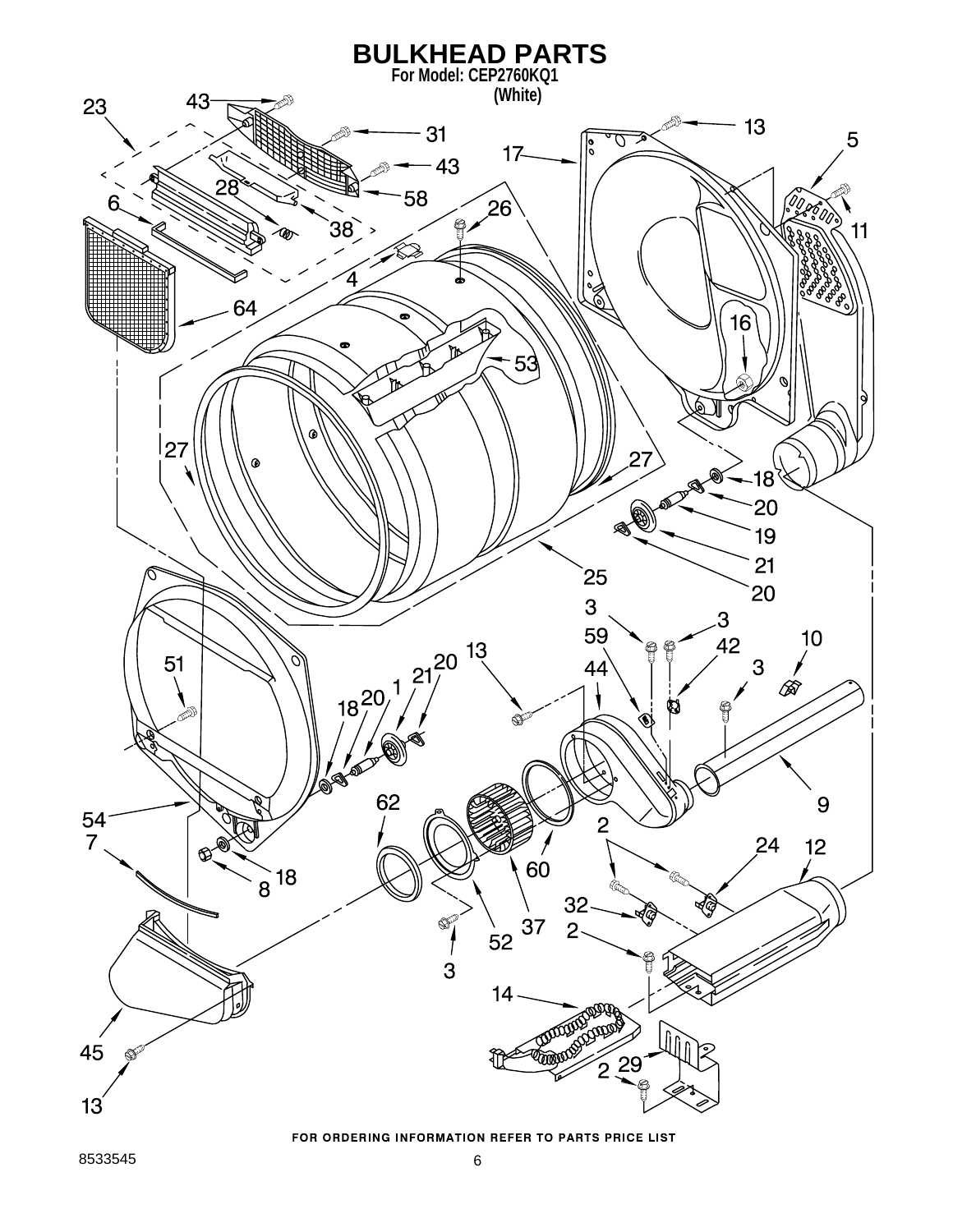# BULKHEAD PARTS

**For Model: CEP2760KQ1**
**(White)**

**FOR ORDERING INFORMATION REFER TO PARTS PRICE LIST**

8533545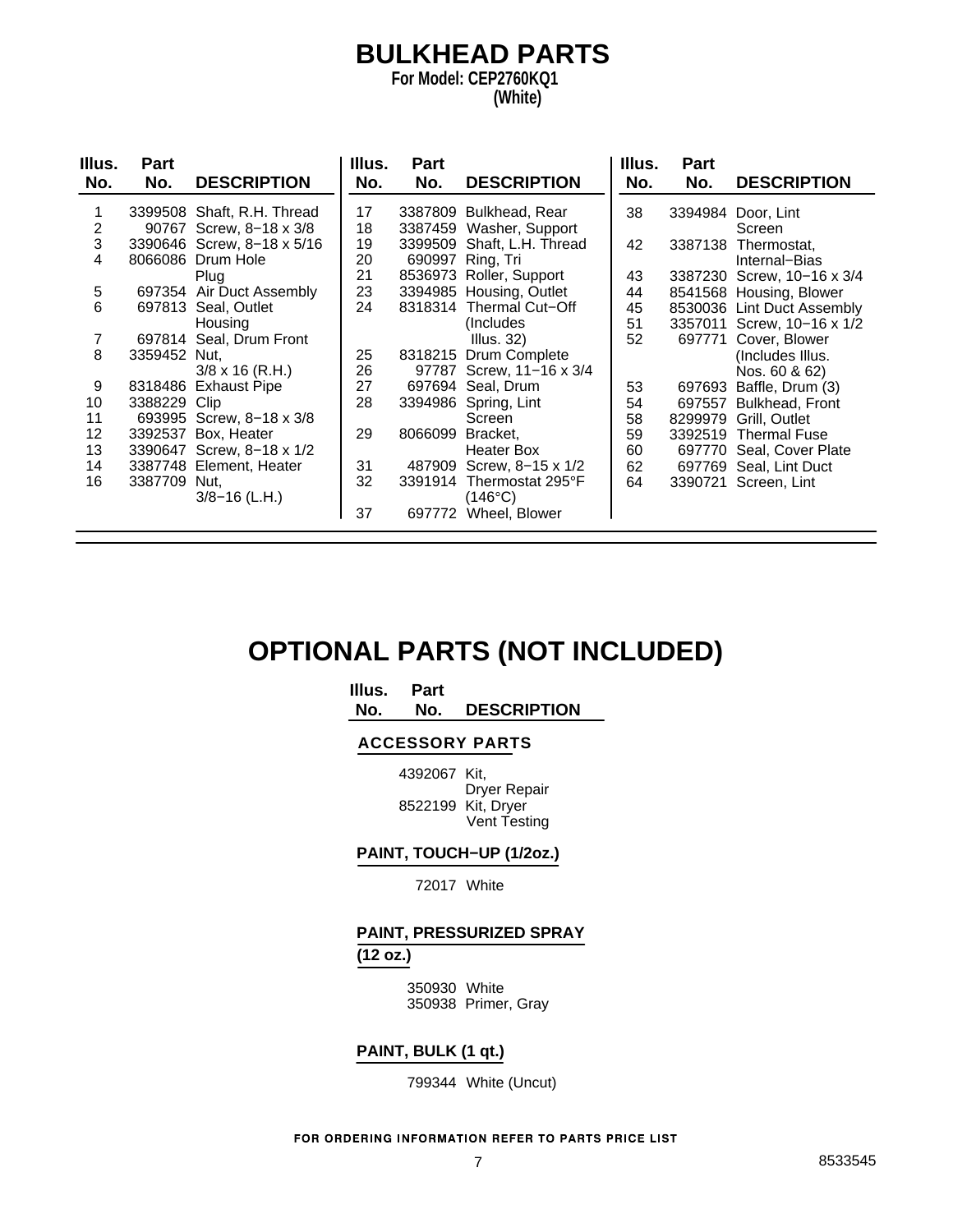# BULKHEAD PARTS

**For Model: CEP2760KQ1**
**(White)**

| Illus. No. | Part No. | DESCRIPTION |
|---|---|---|
| 1 | 3399508 | Shaft, R.H. Thread |
| 2 | 90767 | Screw, 8−18 x 3/8 |
| 3 | 3390646 | Screw, 8−18 x 5/16 |
| 4 | 8066086 | Drum Hole Plug |
| 5 | 697354 | Air Duct Assembly |
| 6 | 697813 | Seal, Outlet Housing |
| 7 | 697814 | Seal, Drum Front |
| 8 | 3359452 | Nut, 3/8 x 16 (R.H.) |
| 9 | 8318486 | Exhaust Pipe |
| 10 | 3388229 | Clip |
| 11 | 693995 | Screw, 8−18 x 3/8 |
| 12 | 3392537 | Box, Heater |
| 13 | 3390647 | Screw, 8−18 x 1/2 |
| 14 | 3387748 | Element, Heater |
| 16 | 3387709 | Nut, 3/8−16 (L.H.) |
| 17 | 3387809 | Bulkhead, Rear |
| 18 | 3387459 | Washer, Support |
| 19 | 3399509 | Shaft, L.H. Thread |
| 20 | 690997 | Ring, Tri |
| 21 | 8536973 | Roller, Support |
| 23 | 3394985 | Housing, Outlet |
| 24 | 8318314 | Thermal Cut−Off (Includes Illus. 32) |
| 25 | 8318215 | Drum Complete |
| 26 | 97787 | Screw, 11−16 x 3/4 |
| 27 | 697694 | Seal, Drum |
| 28 | 3394986 | Spring, Lint Screen |
| 29 | 8066099 | Bracket, Heater Box |
| 31 | 487909 | Screw, 8−15 x 1/2 |
| 32 | 3391914 | Thermostat 295°F (146°C) |
| 37 | 697772 | Wheel, Blower |
| 38 | 3394984 | Door, Lint Screen |
| 42 | 3387138 | Thermostat, Internal−Bias |
| 43 | 3387230 | Screw, 10−16 x 3/4 |
| 44 | 8541568 | Housing, Blower |
| 45 | 8530036 | Lint Duct Assembly |
| 51 | 3357011 | Screw, 10−16 x 1/2 |
| 52 | 697771 | Cover, Blower (Includes Illus. Nos. 60 & 62) |
| 53 | 697693 | Baffle, Drum (3) |
| 54 | 697557 | Bulkhead, Front |
| 58 | 8299979 | Grill, Outlet |
| 59 | 3392519 | Thermal Fuse |
| 60 | 697770 | Seal, Cover Plate |
| 62 | 697769 | Seal, Lint Duct |
| 64 | 3390721 | Screen, Lint |

# OPTIONAL PARTS (NOT INCLUDED)

| Illus. No. | Part No. | DESCRIPTION |
|---|---|---|
| | | **ACCESSORY PARTS** |
| | 4392067 | Kit, Dryer Repair |
| | 8522199 | Kit, Dryer Vent Testing |
| | | **PAINT, TOUCH−UP (1/2oz.)** |
| | 72017 | White |
| | | **PAINT, PRESSURIZED SPRAY (12 oz.)** |
| | 350930 | White |
| | 350938 | Primer, Gray |
| | | **PAINT, BULK (1 qt.)** |
| | 799344 | White (Uncut) |

FOR ORDERING INFORMATION REFER TO PARTS PRICE LIST

8533545